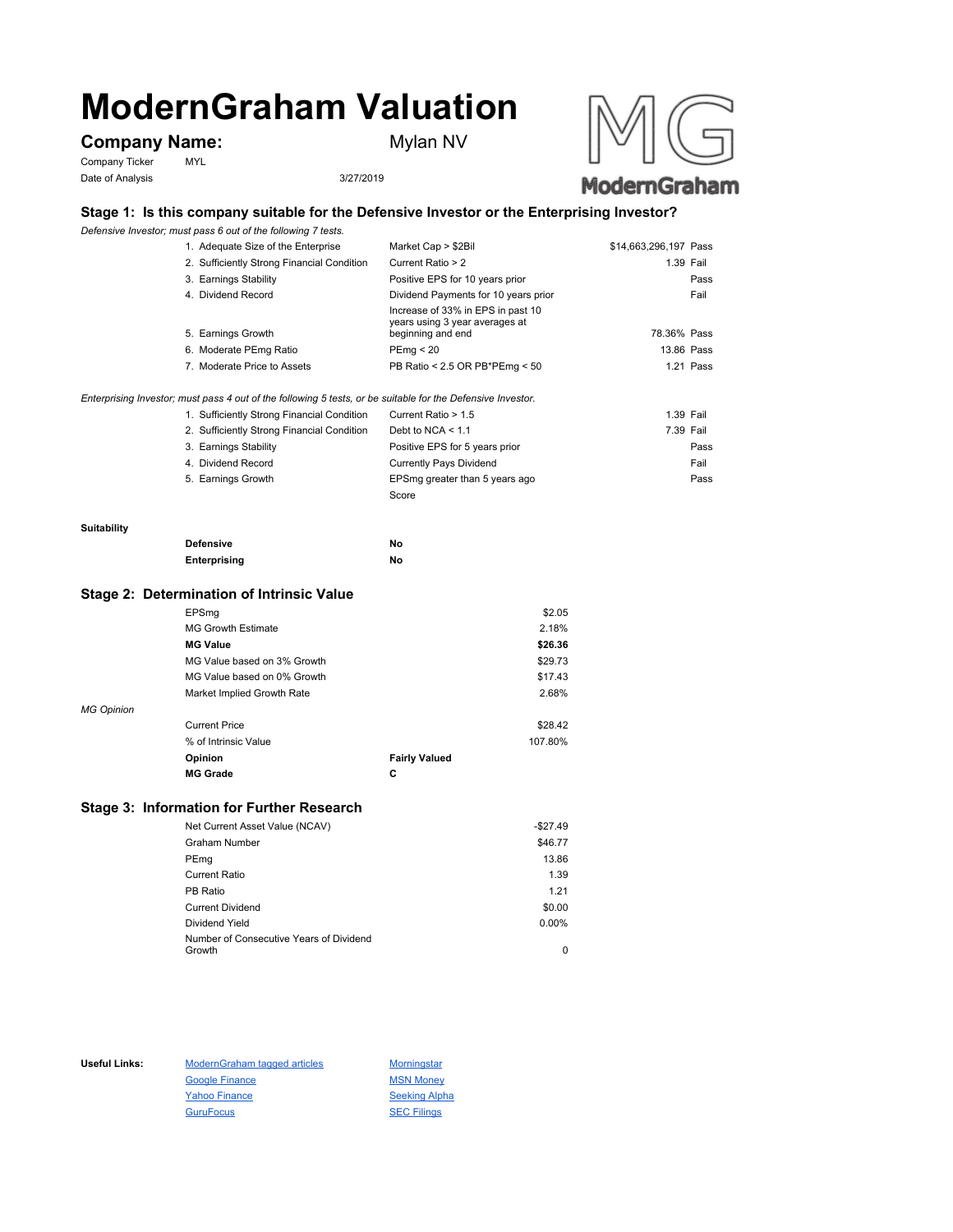# ModernGraham Valuation

**Company Name:** Mylan NV

Company Ticker MYL

Date of Analysis 3/27/2019

## Stage 1: Is this company suitable for the Defensive Investor or the Enterprising Investor?

*Defensive Investor; must pass 6 out of the following 7 tests.*

| Test | Criterion | Value | Result |
|---|---|---|---|
| 1. Adequate Size of the Enterprise | Market Cap > $2Bil | $14,663,296,197 | Pass |
| 2. Sufficiently Strong Financial Condition | Current Ratio > 2 | 1.39 | Fail |
| 3. Earnings Stability | Positive EPS for 10 years prior | | Pass |
| 4. Dividend Record | Dividend Payments for 10 years prior | | Fail |
| 5. Earnings Growth | Increase of 33% in EPS in past 10 years using 3 year averages at beginning and end | 78.36% | Pass |
| 6. Moderate PEmg Ratio | PEmg < 20 | 13.86 | Pass |
| 7. Moderate Price to Assets | PB Ratio < 2.5 OR PB*PEmg < 50 | 1.21 | Pass |

*Enterprising Investor; must pass 4 out of the following 5 tests, or be suitable for the Defensive Investor.*

| Test | Criterion | Value | Result |
|---|---|---|---|
| 1. Sufficiently Strong Financial Condition | Current Ratio > 1.5 | 1.39 | Fail |
| 2. Sufficiently Strong Financial Condition | Debt to NCA < 1.1 | 7.39 | Fail |
| 3. Earnings Stability | Positive EPS for 5 years prior | | Pass |
| 4. Dividend Record | Currently Pays Dividend | | Fail |
| 5. Earnings Growth | EPSmg greater than 5 years ago | | Pass |
| | Score | | |

**Suitability**

| | |
|---|---|
| **Defensive** | **No** |
| **Enterprising** | **No** |

## Stage 2: Determination of Intrinsic Value

| | |
|---|---|
| EPSmg | $2.05 |
| MG Growth Estimate | 2.18% |
| **MG Value** | **$26.36** |
| MG Value based on 3% Growth | $29.73 |
| MG Value based on 0% Growth | $17.43 |
| Market Implied Growth Rate | 2.68% |

*MG Opinion*

| | |
|---|---|
| Current Price | $28.42 |
| % of Intrinsic Value | 107.80% |
| **Opinion** | **Fairly Valued** |
| **MG Grade** | **C** |

## Stage 3: Information for Further Research

| | |
|---|---|
| Net Current Asset Value (NCAV) | -$27.49 |
| Graham Number | $46.77 |
| PEmg | 13.86 |
| Current Ratio | 1.39 |
| PB Ratio | 1.21 |
| Current Dividend | $0.00 |
| Dividend Yield | 0.00% |
| Number of Consecutive Years of Dividend Growth | 0 |

**Useful Links:**

- ModernGraham tagged articles
- Google Finance
- Yahoo Finance
- GuruFocus
- Morningstar
- MSN Money
- Seeking Alpha
- SEC Filings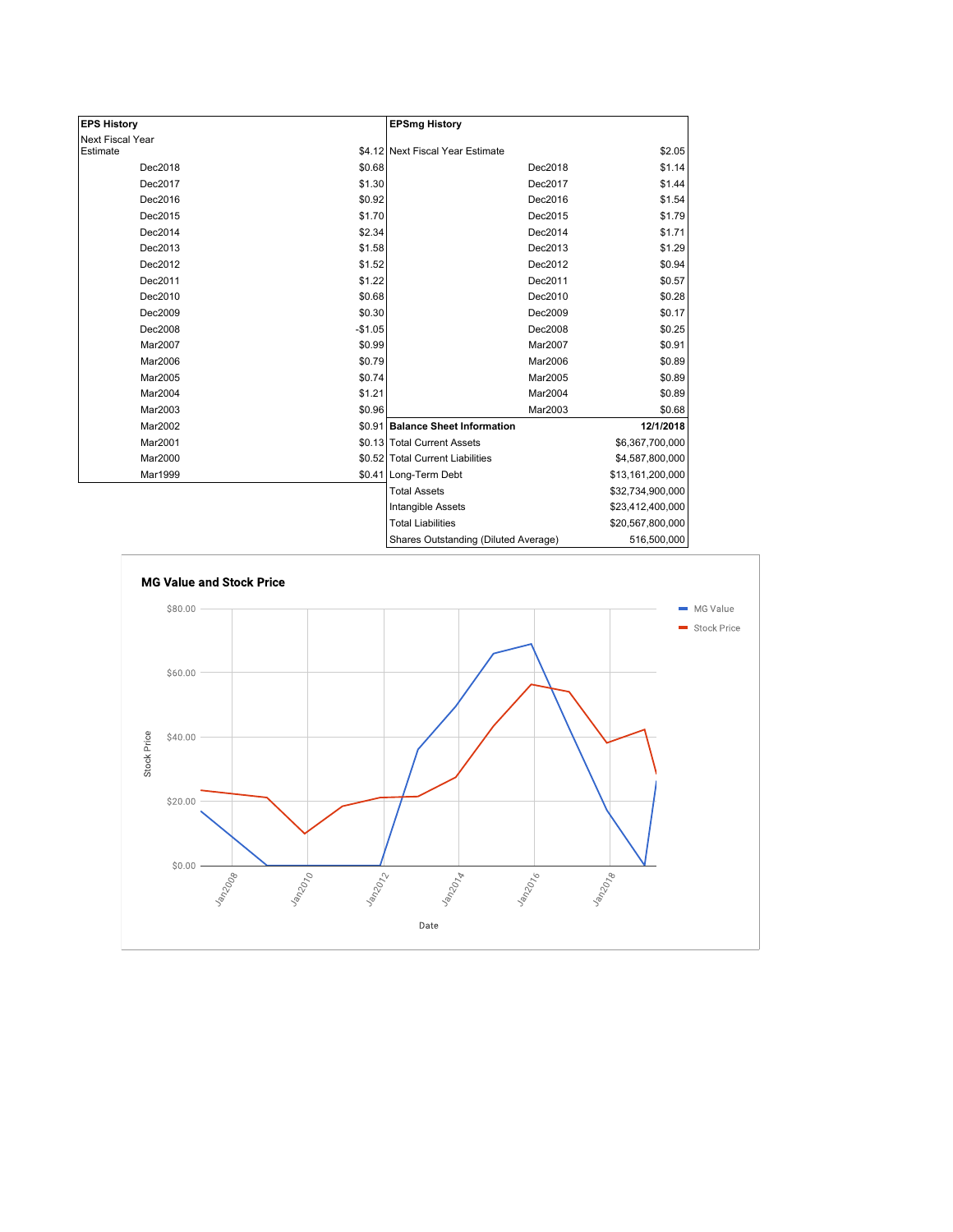| EPS History | |
|---|---|
| Next Fiscal Year Estimate | $4.12 |
| Dec2018 | $0.68 |
| Dec2017 | $1.30 |
| Dec2016 | $0.92 |
| Dec2015 | $1.70 |
| Dec2014 | $2.34 |
| Dec2013 | $1.58 |
| Dec2012 | $1.52 |
| Dec2011 | $1.22 |
| Dec2010 | $0.68 |
| Dec2009 | $0.30 |
| Dec2008 | -$1.05 |
| Mar2007 | $0.99 |
| Mar2006 | $0.79 |
| Mar2005 | $0.74 |
| Mar2004 | $1.21 |
| Mar2003 | $0.96 |
| Mar2002 | $0.91 |
| Mar2001 | $0.13 |
| Mar2000 | $0.52 |
| Mar1999 | $0.41 |

| EPSmg History | |
|---|---|
| Next Fiscal Year Estimate | $2.05 |
| Dec2018 | $1.14 |
| Dec2017 | $1.44 |
| Dec2016 | $1.54 |
| Dec2015 | $1.79 |
| Dec2014 | $1.71 |
| Dec2013 | $1.29 |
| Dec2012 | $0.94 |
| Dec2011 | $0.57 |
| Dec2010 | $0.28 |
| Dec2009 | $0.17 |
| Dec2008 | $0.25 |
| Mar2007 | $0.91 |
| Mar2006 | $0.89 |
| Mar2005 | $0.89 |
| Mar2004 | $0.89 |
| Mar2003 | $0.68 |

| Balance Sheet Information | 12/1/2018 |
|---|---|
| Total Current Assets | $6,367,700,000 |
| Total Current Liabilities | $4,587,800,000 |
| Long-Term Debt | $13,161,200,000 |
| Total Assets | $32,734,900,000 |
| Intangible Assets | $23,412,400,000 |
| Total Liabilities | $20,567,800,000 |
| Shares Outstanding (Diluted Average) | 516,500,000 |

**MG Value and Stock Price**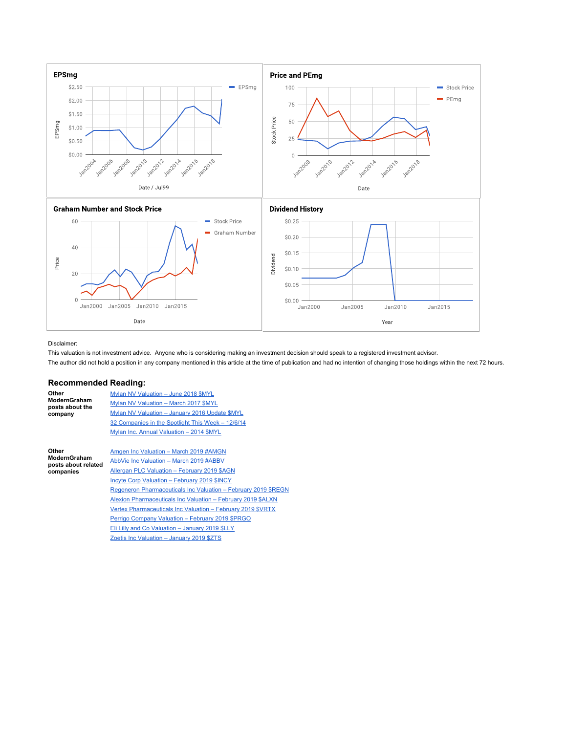EPSmg

$2.50
$2.00
$1.50
$1.00
$0.50
$0.00

EPSmg

Jan2004 Jan2006 Jan2008 Jan2010 Jan2012 Jan2014 Jan2016 Jan2018

Date / Jul99

EPSmg

Price and PEmg

100
75
50
25
0

Stock Price

Jan2008 Jan2010 Jan2012 Jan2014 Jan2016 Jan2018

Date

Stock Price
PEmg

Graham Number and Stock Price

60
40
20
0

Price

Jan2000 Jan2005 Jan2010 Jan2015

Date

Stock Price
Graham Number

Dividend History

$0.25
$0.20
$0.15
$0.10
$0.05
$0.00

Dividend

Jan2000 Jan2005 Jan2010 Jan2015

Year

Disclaimer:

This valuation is not investment advice. Anyone who is considering making an investment decision should speak to a registered investment advisor.

The author did not hold a position in any company mentioned in this article at the time of publication and had no intention of changing those holdings within the next 72 hours.

## Recommended Reading:

| | |
|---|---|
| **Other ModernGraham posts about the company** | Mylan NV Valuation – June 2018 $MYL<br>Mylan NV Valuation – March 2017 $MYL<br>Mylan NV Valuation – January 2016 Update $MYL<br>32 Companies in the Spotlight This Week – 12/6/14<br>Mylan Inc. Annual Valuation – 2014 $MYL |
| **Other ModernGraham posts about related companies** | Amgen Inc Valuation – March 2019 #AMGN<br>AbbVie Inc Valuation – March 2019 #ABBV<br>Allergan PLC Valuation – February 2019 $AGN<br>Incyte Corp Valuation – February 2019 $INCY<br>Regeneron Pharmaceuticals Inc Valuation – February 2019 $REGN<br>Alexion Pharmaceuticals Inc Valuation – February 2019 $ALXN<br>Vertex Pharmaceuticals Inc Valuation – February 2019 $VRTX<br>Perrigo Company Valuation – February 2019 $PRGO<br>Eli Lilly and Co Valuation – January 2019 $LLY<br>Zoetis Inc Valuation – January 2019 $ZTS |